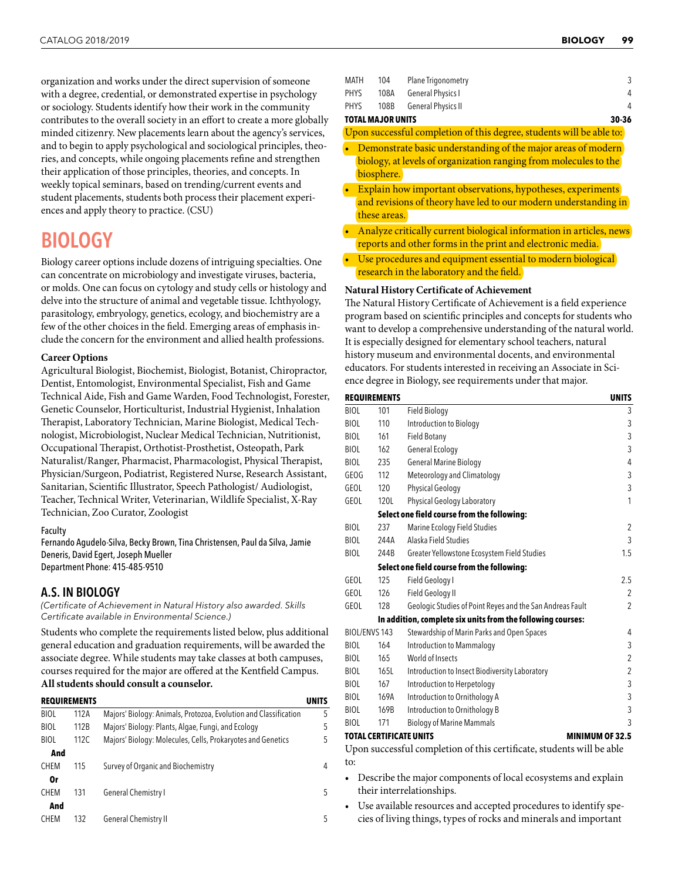organization and works under the direct supervision of someone with a degree, credential, or demonstrated expertise in psychology or sociology. Students identify how their work in the community contributes to the overall society in an effort to create a more globally minded citizenry. New placements learn about the agency's services, and to begin to apply psychological and sociological principles, theories, and concepts, while ongoing placements refine and strengthen their application of those principles, theories, and concepts. In weekly topical seminars, based on trending/current events and student placements, students both process their placement experiences and apply theory to practice. (CSU)

# BIOLOGY

Biology career options include dozens of intriguing specialties. One can concentrate on microbiology and investigate viruses, bacteria, or molds. One can focus on cytology and study cells or histology and delve into the structure of animal and vegetable tissue. Ichthyology, parasitology, embryology, genetics, ecology, and biochemistry are a few of the other choices in the field. Emerging areas of emphasis include the concern for the environment and allied health professions.

**Career Options**

Agricultural Biologist, Biochemist, Biologist, Botanist, Chiropractor, Dentist, Entomologist, Environmental Specialist, Fish and Game Technical Aide, Fish and Game Warden, Food Technologist, Forester, Genetic Counselor, Horticulturist, Industrial Hygienist, Inhalation Therapist, Laboratory Technician, Marine Biologist, Medical Technologist, Microbiologist, Nuclear Medical Technician, Nutritionist, Occupational Therapist, Orthotist-Prosthetist, Osteopath, Park Naturalist/Ranger, Pharmacist, Pharmacologist, Physical Therapist, Physician/Surgeon, Podiatrist, Registered Nurse, Research Assistant, Sanitarian, Scientific Illustrator, Speech Pathologist/ Audiologist, Teacher, Technical Writer, Veterinarian, Wildlife Specialist, X-Ray Technician, Zoo Curator, Zoologist

Faculty

Fernando Agudelo-Silva, Becky Brown, Tina Christensen, Paul da Silva, Jamie Deneris, David Egert, Joseph Mueller

Department Phone: 415-485-9510

## A.S. IN BIOLOGY

*(Certificate of Achievement in Natural History also awarded. Skills Certificate available in Environmental Science.)*

Students who complete the requirements listed below, plus additional general education and graduation requirements, will be awarded the associate degree. While students may take classes at both campuses, courses required for the major are offered at the Kentfield Campus. **All students should consult a counselor.**

| REQUIREMENTS | | | UNITS |
|---|---|---|---|
| BIOL | 112A | Majors' Biology: Animals, Protozoa, Evolution and Classification | 5 |
| BIOL | 112B | Majors' Biology: Plants, Algae, Fungi, and Ecology | 5 |
| BIOL | 112C | Majors' Biology: Molecules, Cells, Prokaryotes and Genetics | 5 |
| **And** | | | |
| CHEM | 115 | Survey of Organic and Biochemistry | 4 |
| **Or** | | | |
| CHEM | 131 | General Chemistry I | 5 |
| **And** | | | |
| CHEM | 132 | General Chemistry II | 5 |
| MATH | 104 | Plane Trigonometry | 3 |
| PHYS | 108A | General Physics I | 4 |
| PHYS | 108B | General Physics II | 4 |
| **TOTAL MAJOR UNITS** | | | **30-36** |

Upon successful completion of this degree, students will be able to:

- Demonstrate basic understanding of the major areas of modern biology, at levels of organization ranging from molecules to the biosphere.
- Explain how important observations, hypotheses, experiments and revisions of theory have led to our modern understanding in these areas.
- Analyze critically current biological information in articles, news reports and other forms in the print and electronic media.
- Use procedures and equipment essential to modern biological research in the laboratory and the field.

**Natural History Certificate of Achievement**

The Natural History Certificate of Achievement is a field experience program based on scientific principles and concepts for students who want to develop a comprehensive understanding of the natural world. It is especially designed for elementary school teachers, natural history museum and environmental docents, and environmental educators. For students interested in receiving an Associate in Science degree in Biology, see requirements under that major.

| REQUIREMENTS | | | UNITS |
|---|---|---|---|
| BIOL | 101 | Field Biology | 3 |
| BIOL | 110 | Introduction to Biology | 3 |
| BIOL | 161 | Field Botany | 3 |
| BIOL | 162 | General Ecology | 3 |
| BIOL | 235 | General Marine Biology | 4 |
| GEOG | 112 | Meteorology and Climatology | 3 |
| GEOL | 120 | Physical Geology | 3 |
| GEOL | 120L | Physical Geology Laboratory | 1 |
| | | **Select one field course from the following:** | |
| BIOL | 237 | Marine Ecology Field Studies | 2 |
| BIOL | 244A | Alaska Field Studies | 3 |
| BIOL | 244B | Greater Yellowstone Ecosystem Field Studies | 1.5 |
| | | **Select one field course from the following:** | |
| GEOL | 125 | Field Geology I | 2.5 |
| GEOL | 126 | Field Geology II | 2 |
| GEOL | 128 | Geologic Studies of Point Reyes and the San Andreas Fault | 2 |
| | | **In addition, complete six units from the following courses:** | |
| BIOL/ENVS | 143 | Stewardship of Marin Parks and Open Spaces | 4 |
| BIOL | 164 | Introduction to Mammalogy | 3 |
| BIOL | 165 | World of Insects | 2 |
| BIOL | 165L | Introduction to Insect Biodiversity Laboratory | 2 |
| BIOL | 167 | Introduction to Herpetology | 3 |
| BIOL | 169A | Introduction to Ornithology A | 3 |
| BIOL | 169B | Introduction to Ornithology B | 3 |
| BIOL | 171 | Biology of Marine Mammals | 3 |
| **TOTAL CERTIFICATE UNITS** | | | **MINIMUM OF 32.5** |

Upon successful completion of this certificate, students will be able to:

- Describe the major components of local ecosystems and explain their interrelationships.
- Use available resources and accepted procedures to identify species of living things, types of rocks and minerals and important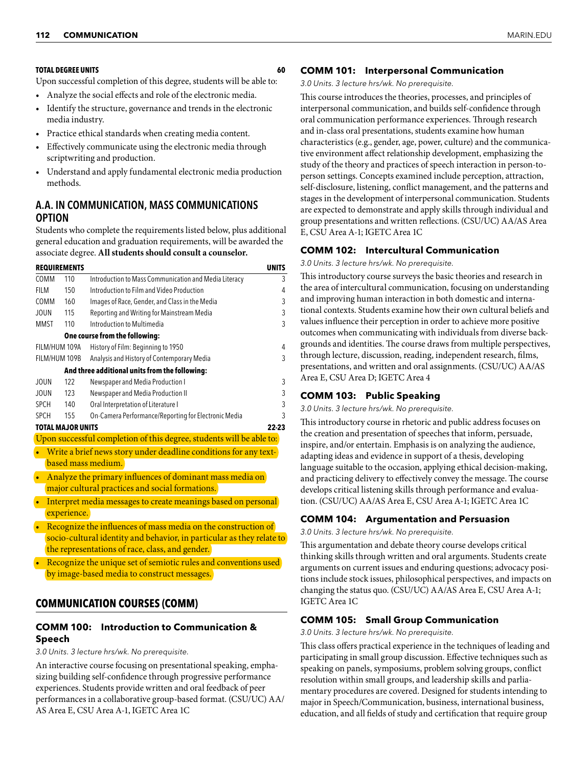**TOTAL DEGREE UNITS** **60**

Upon successful completion of this degree, students will be able to:

- Analyze the social effects and role of the electronic media.
- Identify the structure, governance and trends in the electronic media industry.
- Practice ethical standards when creating media content.
- Effectively communicate using the electronic media through scriptwriting and production.
- Understand and apply fundamental electronic media production methods.

## A.A. IN COMMUNICATION, MASS COMMUNICATIONS OPTION

Students who complete the requirements listed below, plus additional general education and graduation requirements, will be awarded the associate degree. **All students should consult a counselor.**

| REQUIREMENTS | | | UNITS |
|---|---|---|---|
| COMM | 110 | Introduction to Mass Communication and Media Literacy | 3 |
| FILM | 150 | Introduction to Film and Video Production | 4 |
| COMM | 160 | Images of Race, Gender, and Class in the Media | 3 |
| JOUN | 115 | Reporting and Writing for Mainstream Media | 3 |
| MMST | 110 | Introduction to Multimedia | 3 |
| | | **One course from the following:** | |
| FILM/HUM | 109A | History of Film: Beginning to 1950 | 4 |
| FILM/HUM | 109B | Analysis and History of Contemporary Media | 3 |
| | | **And three additional units from the following:** | |
| JOUN | 122 | Newspaper and Media Production I | 3 |
| JOUN | 123 | Newspaper and Media Production II | 3 |
| SPCH | 140 | Oral Interpretation of Literature I | 3 |
| SPCH | 155 | On-Camera Performance/Reporting for Electronic Media | 3 |
| **TOTAL MAJOR UNITS** | | | **22-23** |

Upon successful completion of this degree, students will be able to:

- Write a brief news story under deadline conditions for any text-based mass medium.
- Analyze the primary influences of dominant mass media on major cultural practices and social formations.
- Interpret media messages to create meanings based on personal experience.
- Recognize the influences of mass media on the construction of socio-cultural identity and behavior, in particular as they relate to the representations of race, class, and gender.
- Recognize the unique set of semiotic rules and conventions used by image-based media to construct messages.

## COMMUNICATION COURSES (COMM)

### COMM 100: Introduction to Communication & Speech

*3.0 Units. 3 lecture hrs/wk. No prerequisite.*

An interactive course focusing on presentational speaking, emphasizing building self-confidence through progressive performance experiences. Students provide written and oral feedback of peer performances in a collaborative group-based format. (CSU/UC) AA/AS Area E, CSU Area A-1, IGETC Area 1C

### COMM 101: Interpersonal Communication

*3.0 Units. 3 lecture hrs/wk. No prerequisite.*

This course introduces the theories, processes, and principles of interpersonal communication, and builds self-confidence through oral communication performance experiences. Through research and in-class oral presentations, students examine how human characteristics (e.g., gender, age, power, culture) and the communicative environment affect relationship development, emphasizing the study of the theory and practices of speech interaction in person-to-person settings. Concepts examined include perception, attraction, self-disclosure, listening, conflict management, and the patterns and stages in the development of interpersonal communication. Students are expected to demonstrate and apply skills through individual and group presentations and written reflections. (CSU/UC) AA/AS Area E, CSU Area A-1; IGETC Area 1C

### COMM 102: Intercultural Communication

*3.0 Units. 3 lecture hrs/wk. No prerequisite.*

This introductory course surveys the basic theories and research in the area of intercultural communication, focusing on understanding and improving human interaction in both domestic and international contexts. Students examine how their own cultural beliefs and values influence their perception in order to achieve more positive outcomes when communicating with individuals from diverse backgrounds and identities. The course draws from multiple perspectives, through lecture, discussion, reading, independent research, films, presentations, and written and oral assignments. (CSU/UC) AA/AS Area E, CSU Area D; IGETC Area 4

### COMM 103: Public Speaking

*3.0 Units. 3 lecture hrs/wk. No prerequisite.*

This introductory course in rhetoric and public address focuses on the creation and presentation of speeches that inform, persuade, inspire, and/or entertain. Emphasis is on analyzing the audience, adapting ideas and evidence in support of a thesis, developing language suitable to the occasion, applying ethical decision-making, and practicing delivery to effectively convey the message. The course develops critical listening skills through performance and evaluation. (CSU/UC) AA/AS Area E, CSU Area A-1; IGETC Area 1C

### COMM 104: Argumentation and Persuasion

*3.0 Units. 3 lecture hrs/wk. No prerequisite.*

This argumentation and debate theory course develops critical thinking skills through written and oral arguments. Students create arguments on current issues and enduring questions; advocacy positions include stock issues, philosophical perspectives, and impacts on changing the status quo. (CSU/UC) AA/AS Area E, CSU Area A-1; IGETC Area 1C

### COMM 105: Small Group Communication

*3.0 Units. 3 lecture hrs/wk. No prerequisite.*

This class offers practical experience in the techniques of leading and participating in small group discussion. Effective techniques such as speaking on panels, symposiums, problem solving groups, conflict resolution within small groups, and leadership skills and parliamentary procedures are covered. Designed for students intending to major in Speech/Communication, business, international business, education, and all fields of study and certification that require group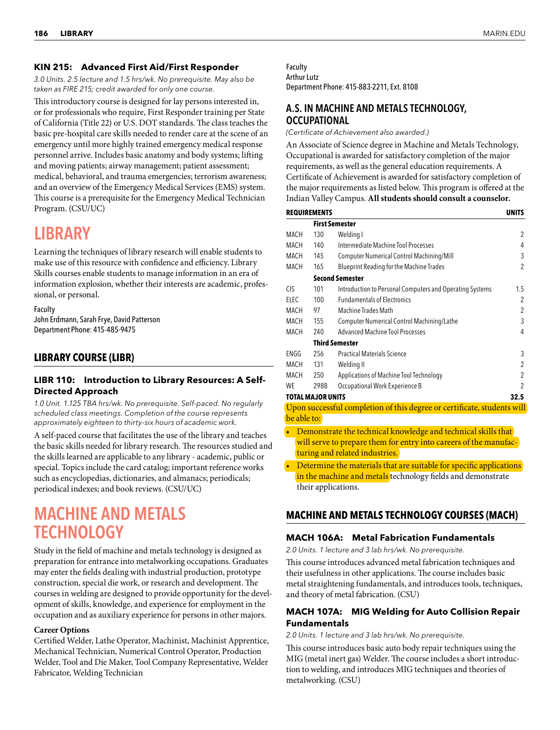### KIN 215: Advanced First Aid/First Responder

*3.0 Units. 2.5 lecture and 1.5 hrs/wk. No prerequisite. May also be taken as FIRE 215; credit awarded for only one course.*

This introductory course is designed for lay persons interested in, or for professionals who require, First Responder training per State of California (Title 22) or U.S. DOT standards. The class teaches the basic pre-hospital care skills needed to render care at the scene of an emergency until more highly trained emergency medical response personnel arrive. Includes basic anatomy and body systems; lifting and moving patients; airway management; patient assessment; medical, behavioral, and trauma emergencies; terrorism awareness; and an overview of the Emergency Medical Services (EMS) system. This course is a prerequisite for the Emergency Medical Technician Program. (CSU/UC)

# LIBRARY

Learning the techniques of library research will enable students to make use of this resource with confidence and efficiency. Library Skills courses enable students to manage information in an era of information explosion, whether their interests are academic, professional, or personal.

Faculty
John Erdmann, Sarah Frye, David Patterson
Department Phone: 415-485-9475

## LIBRARY COURSE (LIBR)

### LIBR 110: Introduction to Library Resources: A Self-Directed Approach

*1.0 Unit. 1.125 TBA hrs/wk. No prerequisite. Self-paced. No regularly scheduled class meetings. Completion of the course represents approximately eighteen to thirty-six hours of academic work.*

A self-paced course that facilitates the use of the library and teaches the basic skills needed for library research. The resources studied and the skills learned are applicable to any library - academic, public or special. Topics include the card catalog; important reference works such as encyclopedias, dictionaries, and almanacs; periodicals; periodical indexes; and book reviews. (CSU/UC)

# MACHINE AND METALS TECHNOLOGY

Study in the field of machine and metals technology is designed as preparation for entrance into metalworking occupations. Graduates may enter the fields dealing with industrial production, prototype construction, special die work, or research and development. The courses in welding are designed to provide opportunity for the development of skills, knowledge, and experience for employment in the occupation and as auxiliary experience for persons in other majors.

**Career Options**

Certified Welder, Lathe Operator, Machinist, Machinist Apprentice, Mechanical Technician, Numerical Control Operator, Production Welder, Tool and Die Maker, Tool Company Representative, Welder Fabricator, Welding Technician

Faculty
Arthur Lutz
Department Phone: 415-883-2211, Ext. 8108

## A.S. IN MACHINE AND METALS TECHNOLOGY, OCCUPATIONAL

*(Certificate of Achievement also awarded.)*

An Associate of Science degree in Machine and Metals Technology, Occupational is awarded for satisfactory completion of the major requirements, as well as the general education requirements. A Certificate of Achievement is awarded for satisfactory completion of the major requirements as listed below. This program is offered at the Indian Valley Campus. **All students should consult a counselor.**

| REQUIREMENTS | | | UNITS |
|---|---|---|---|
| | | **First Semester** | |
| MACH | 130 | Welding I | 2 |
| MACH | 140 | Intermediate Machine Tool Processes | 4 |
| MACH | 145 | Computer Numerical Control Machining/Mill | 3 |
| MACH | 165 | Blueprint Reading for the Machine Trades | 2 |
| | | **Second Semester** | |
| CIS | 101 | Introduction to Personal Computers and Operating Systems | 1.5 |
| ELEC | 100 | Fundamentals of Electronics | 2 |
| MACH | 97 | Machine Trades Math | 2 |
| MACH | 155 | Computer Numerical Control Machining/Lathe | 3 |
| MACH | 240 | Advanced Machine Tool Processes | 4 |
| | | **Third Semester** | |
| ENGG | 256 | Practical Materials Science | 3 |
| MACH | 131 | Welding II | 2 |
| MACH | 250 | Applications of Machine Tool Technology | 2 |
| WE | 298B | Occupational Work Experience B | 2 |
| **TOTAL MAJOR UNITS** | | | **32.5** |

Upon successful completion of this degree or certificate, students will be able to:

- Demonstrate the technical knowledge and technical skills that will serve to prepare them for entry into careers of the manufacturing and related industries.
- Determine the materials that are suitable for specific applications in the machine and metals technology fields and demonstrate their applications.

## MACHINE AND METALS TECHNOLOGY COURSES (MACH)

### MACH 106A: Metal Fabrication Fundamentals

*2.0 Units. 1 lecture and 3 lab hrs/wk. No prerequisite.*

This course introduces advanced metal fabrication techniques and their usefulness in other applications. The course includes basic metal straightening fundamentals, and introduces tools, techniques, and theory of metal fabrication. (CSU)

### MACH 107A: MIG Welding for Auto Collision Repair Fundamentals

*2.0 Units. 1 lecture and 3 lab hrs/wk. No prerequisite.*

This course introduces basic auto body repair techniques using the MIG (metal inert gas) Welder. The course includes a short introduction to welding, and introduces MIG techniques and theories of metalworking. (CSU)